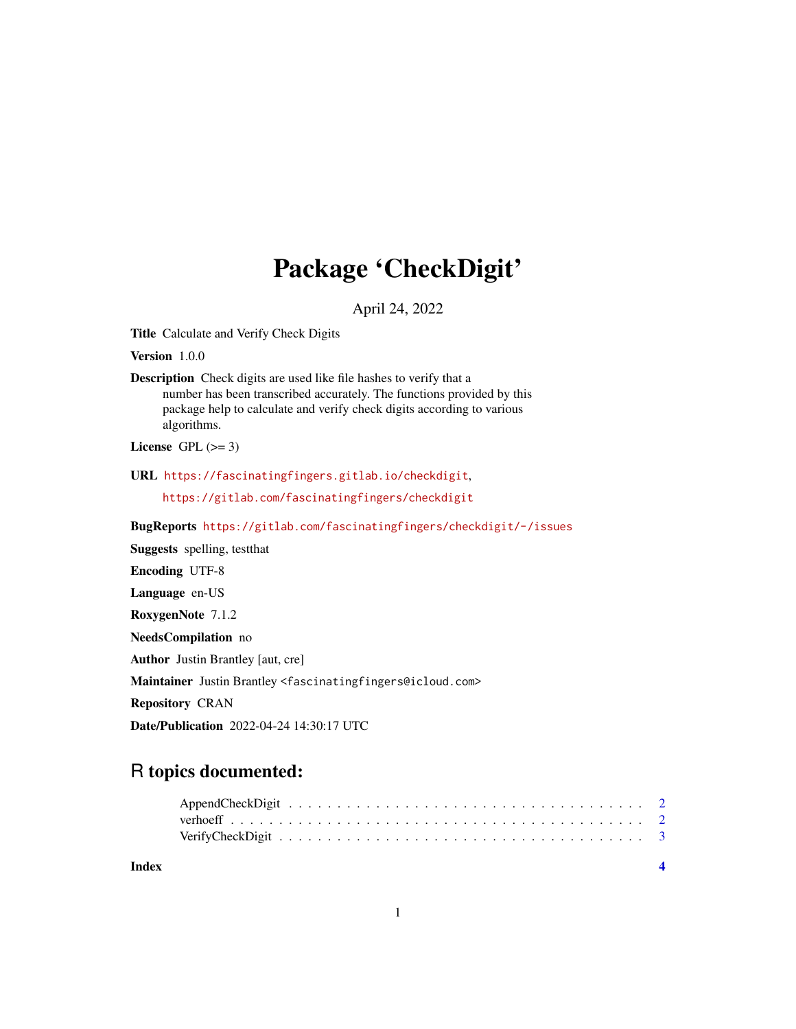# Package 'CheckDigit'

April 24, 2022

**Title** Calculate and Verify Check Digits

**Version** 1.0.0

**Description** Check digits are used like file hashes to verify that a number has been transcribed accurately. The functions provided by this package help to calculate and verify check digits according to various algorithms.

**License** GPL (>= 3)

**URL** https://fascinatingfingers.gitlab.io/checkdigit, https://gitlab.com/fascinatingfingers/checkdigit

**BugReports** https://gitlab.com/fascinatingfingers/checkdigit/-/issues

**Suggests** spelling, testthat

**Encoding** UTF-8

**Language** en-US

**RoxygenNote** 7.1.2

**NeedsCompilation** no

**Author** Justin Brantley [aut, cre]

**Maintainer** Justin Brantley <fascinatingfingers@icloud.com>

**Repository** CRAN

**Date/Publication** 2022-04-24 14:30:17 UTC

## R topics documented:

- AppendCheckDigit . . . . . . . . . . . . . . . . . . . . . . . . . . . . . . . . . . . . 2
- verhoeff . . . . . . . . . . . . . . . . . . . . . . . . . . . . . . . . . . . . . . . . . 2
- VerifyCheckDigit . . . . . . . . . . . . . . . . . . . . . . . . . . . . . . . . . . . . 3

**Index** 4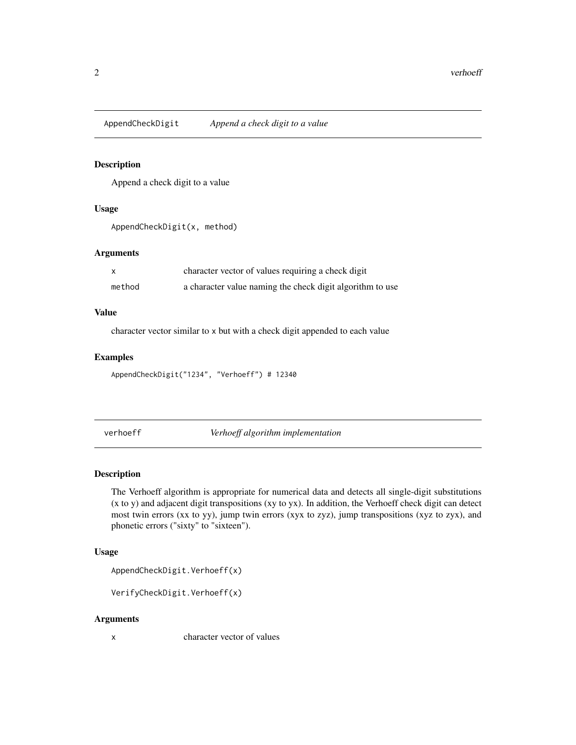## AppendCheckDigit *Append a check digit to a value*

### Description

Append a check digit to a value

### Usage

```
AppendCheckDigit(x, method)
```

### Arguments

| | |
|---|---|
| x | character vector of values requiring a check digit |
| method | a character value naming the check digit algorithm to use |

### Value

character vector similar to x but with a check digit appended to each value

### Examples

```
AppendCheckDigit("1234", "Verhoeff") # 12340
```

## verhoeff *Verhoeff algorithm implementation*

### Description

The Verhoeff algorithm is appropriate for numerical data and detects all single-digit substitutions (x to y) and adjacent digit transpositions (xy to yx). In addition, the Verhoeff check digit can detect most twin errors (xx to yy), jump twin errors (xyx to zyz), jump transpositions (xyz to zyx), and phonetic errors ("sixty" to "sixteen").

### Usage

```
AppendCheckDigit.Verhoeff(x)

VerifyCheckDigit.Verhoeff(x)
```

### Arguments

| | |
|---|---|
| x | character vector of values |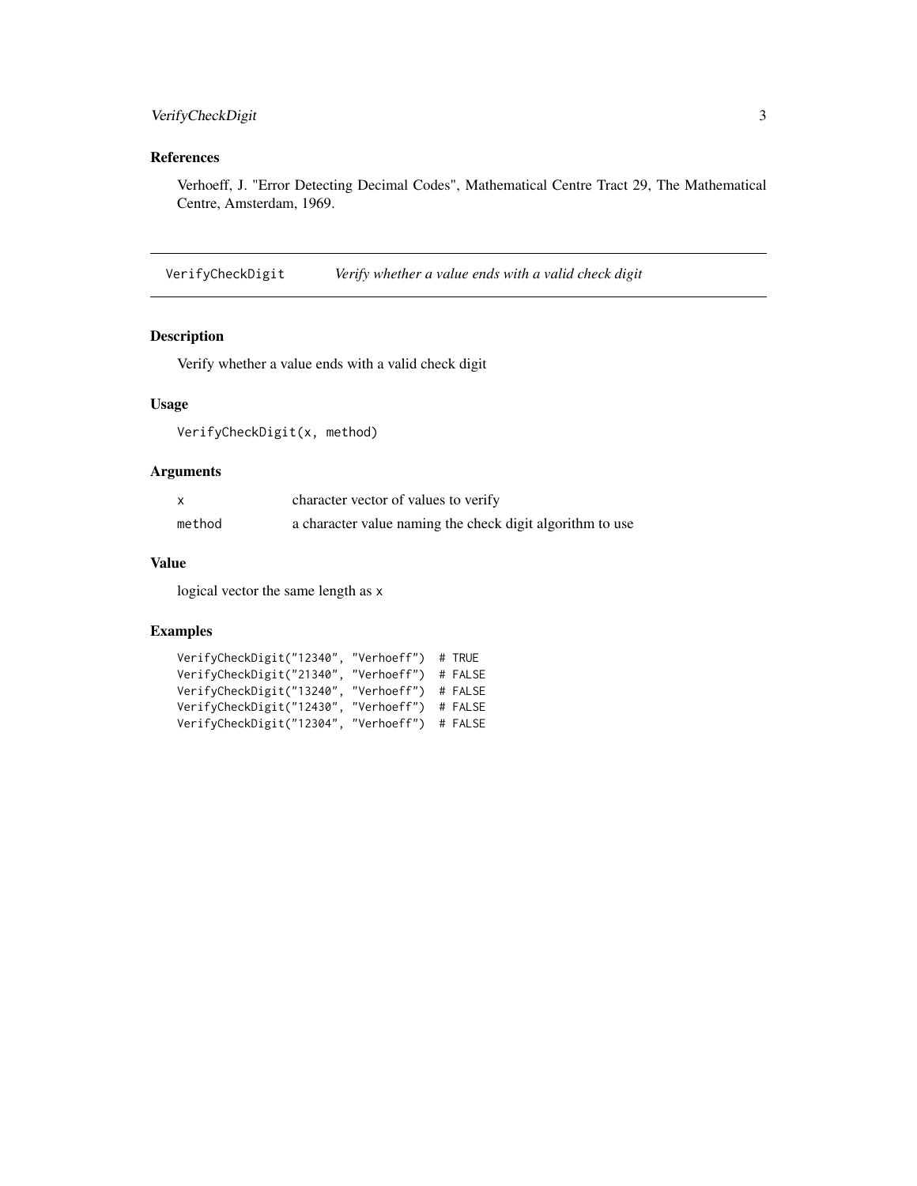### References

Verhoeff, J. "Error Detecting Decimal Codes", Mathematical Centre Tract 29, The Mathematical Centre, Amsterdam, 1969.

---

## VerifyCheckDigit *Verify whether a value ends with a valid check digit*

### Description

Verify whether a value ends with a valid check digit

### Usage

```
VerifyCheckDigit(x, method)
```

### Arguments

| | |
|---|---|
| x | character vector of values to verify |
| method | a character value naming the check digit algorithm to use |

### Value

logical vector the same length as x

### Examples

```
VerifyCheckDigit("12340", "Verhoeff")  # TRUE
VerifyCheckDigit("21340", "Verhoeff")  # FALSE
VerifyCheckDigit("13240", "Verhoeff")  # FALSE
VerifyCheckDigit("12430", "Verhoeff")  # FALSE
VerifyCheckDigit("12304", "Verhoeff")  # FALSE
```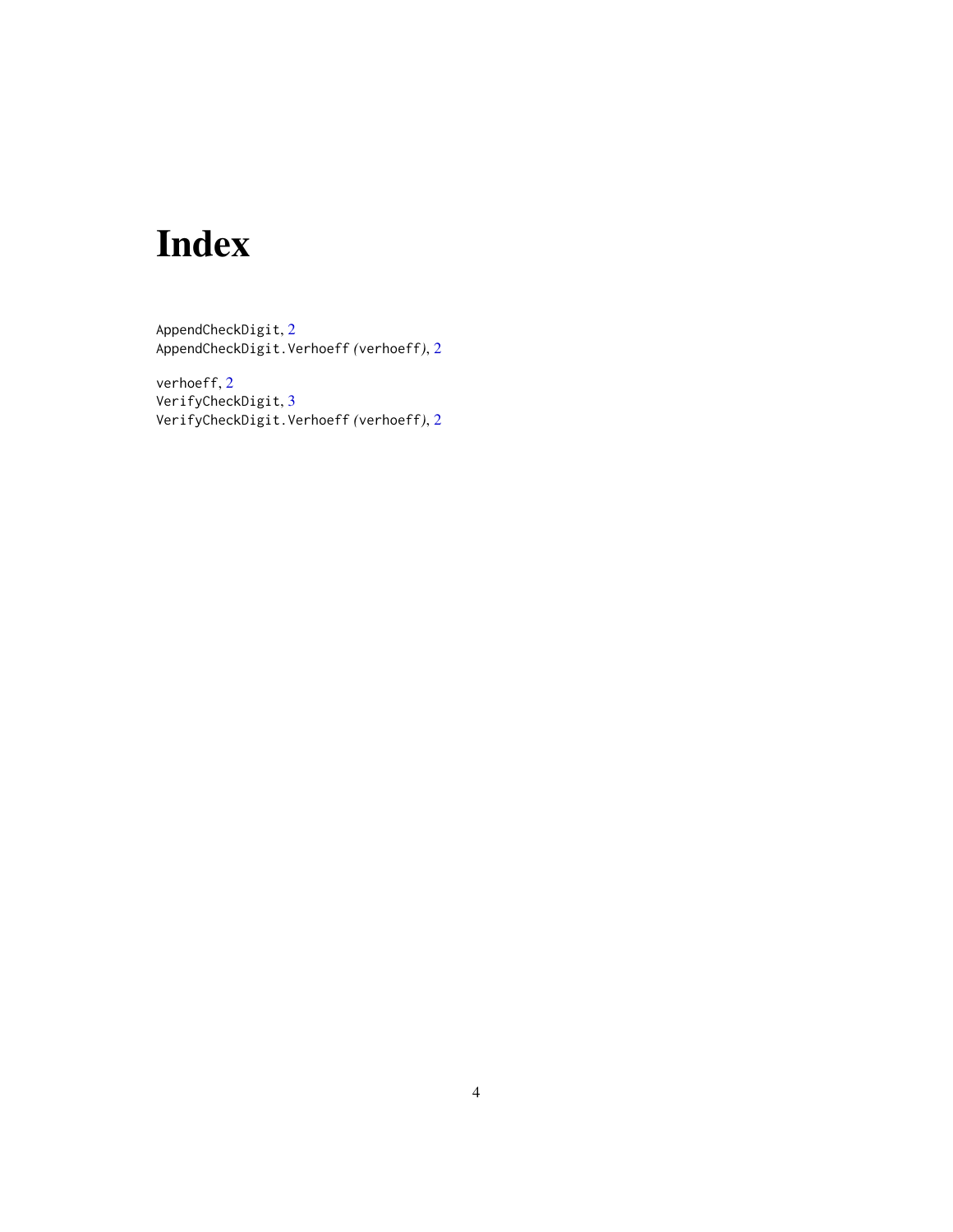# Index

AppendCheckDigit, 2
AppendCheckDigit.Verhoeff *(*verhoeff*)*, 2

verhoeff, 2
VerifyCheckDigit, 3
VerifyCheckDigit.Verhoeff *(*verhoeff*)*, 2